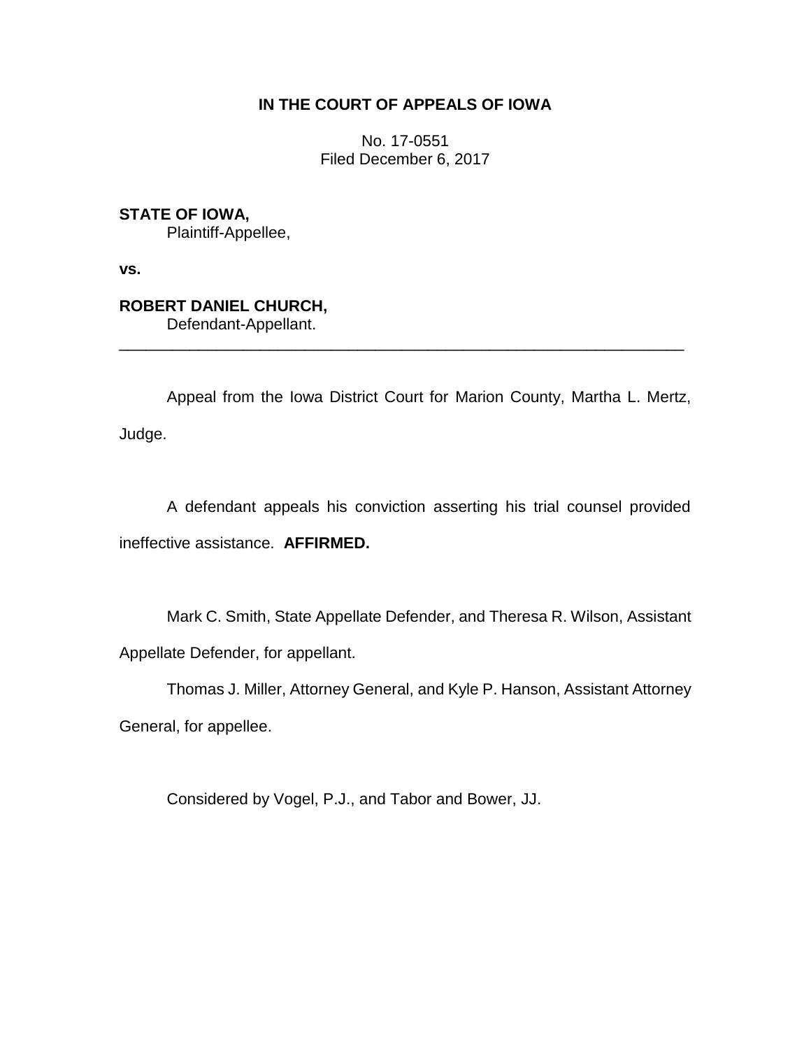**IN THE COURT OF APPEALS OF IOWA**

No. 17-0551
Filed December 6, 2017

**STATE OF IOWA,**
Plaintiff-Appellee,

**vs.**

**ROBERT DANIEL CHURCH,**
Defendant-Appellant.

---

Appeal from the Iowa District Court for Marion County, Martha L. Mertz, Judge.

A defendant appeals his conviction asserting his trial counsel provided ineffective assistance. **AFFIRMED.**

Mark C. Smith, State Appellate Defender, and Theresa R. Wilson, Assistant Appellate Defender, for appellant.

Thomas J. Miller, Attorney General, and Kyle P. Hanson, Assistant Attorney General, for appellee.

Considered by Vogel, P.J., and Tabor and Bower, JJ.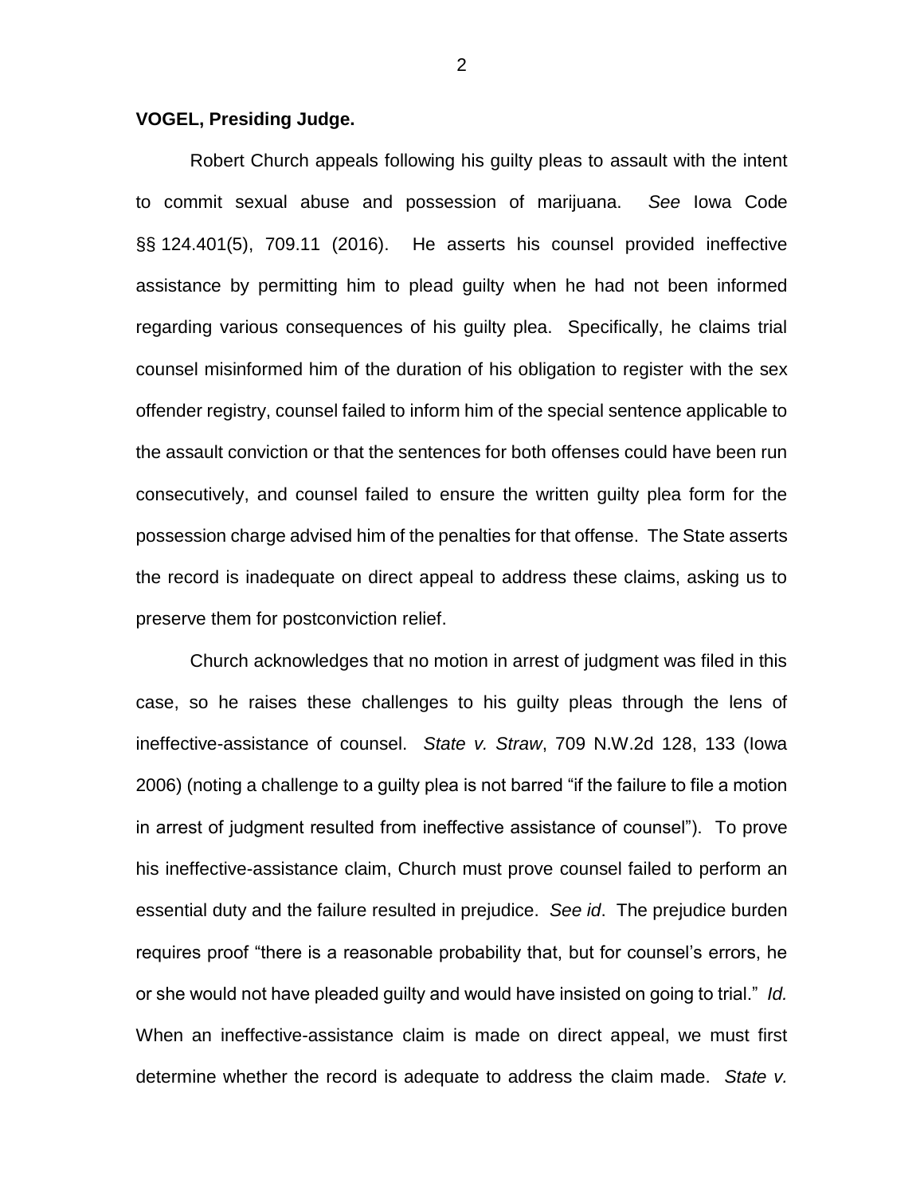**VOGEL, Presiding Judge.**

Robert Church appeals following his guilty pleas to assault with the intent to commit sexual abuse and possession of marijuana. *See* Iowa Code §§ 124.401(5), 709.11 (2016). He asserts his counsel provided ineffective assistance by permitting him to plead guilty when he had not been informed regarding various consequences of his guilty plea. Specifically, he claims trial counsel misinformed him of the duration of his obligation to register with the sex offender registry, counsel failed to inform him of the special sentence applicable to the assault conviction or that the sentences for both offenses could have been run consecutively, and counsel failed to ensure the written guilty plea form for the possession charge advised him of the penalties for that offense. The State asserts the record is inadequate on direct appeal to address these claims, asking us to preserve them for postconviction relief.

Church acknowledges that no motion in arrest of judgment was filed in this case, so he raises these challenges to his guilty pleas through the lens of ineffective-assistance of counsel. *State v. Straw*, 709 N.W.2d 128, 133 (Iowa 2006) (noting a challenge to a guilty plea is not barred "if the failure to file a motion in arrest of judgment resulted from ineffective assistance of counsel"). To prove his ineffective-assistance claim, Church must prove counsel failed to perform an essential duty and the failure resulted in prejudice. *See id*. The prejudice burden requires proof "there is a reasonable probability that, but for counsel's errors, he or she would not have pleaded guilty and would have insisted on going to trial." *Id.* When an ineffective-assistance claim is made on direct appeal, we must first determine whether the record is adequate to address the claim made. *State v.*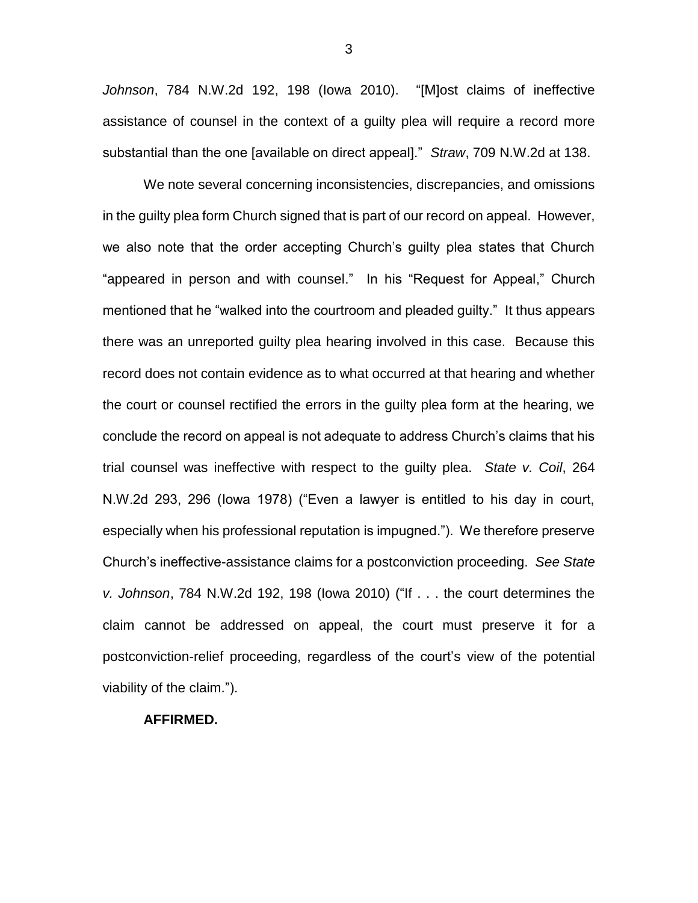*Johnson*, 784 N.W.2d 192, 198 (Iowa 2010). "[M]ost claims of ineffective assistance of counsel in the context of a guilty plea will require a record more substantial than the one [available on direct appeal]." *Straw*, 709 N.W.2d at 138.

We note several concerning inconsistencies, discrepancies, and omissions in the guilty plea form Church signed that is part of our record on appeal. However, we also note that the order accepting Church's guilty plea states that Church "appeared in person and with counsel." In his "Request for Appeal," Church mentioned that he "walked into the courtroom and pleaded guilty." It thus appears there was an unreported guilty plea hearing involved in this case. Because this record does not contain evidence as to what occurred at that hearing and whether the court or counsel rectified the errors in the guilty plea form at the hearing, we conclude the record on appeal is not adequate to address Church's claims that his trial counsel was ineffective with respect to the guilty plea. *State v. Coil*, 264 N.W.2d 293, 296 (Iowa 1978) ("Even a lawyer is entitled to his day in court, especially when his professional reputation is impugned."). We therefore preserve Church's ineffective-assistance claims for a postconviction proceeding. *See State v. Johnson*, 784 N.W.2d 192, 198 (Iowa 2010) ("If . . . the court determines the claim cannot be addressed on appeal, the court must preserve it for a postconviction-relief proceeding, regardless of the court's view of the potential viability of the claim.").

**AFFIRMED.**